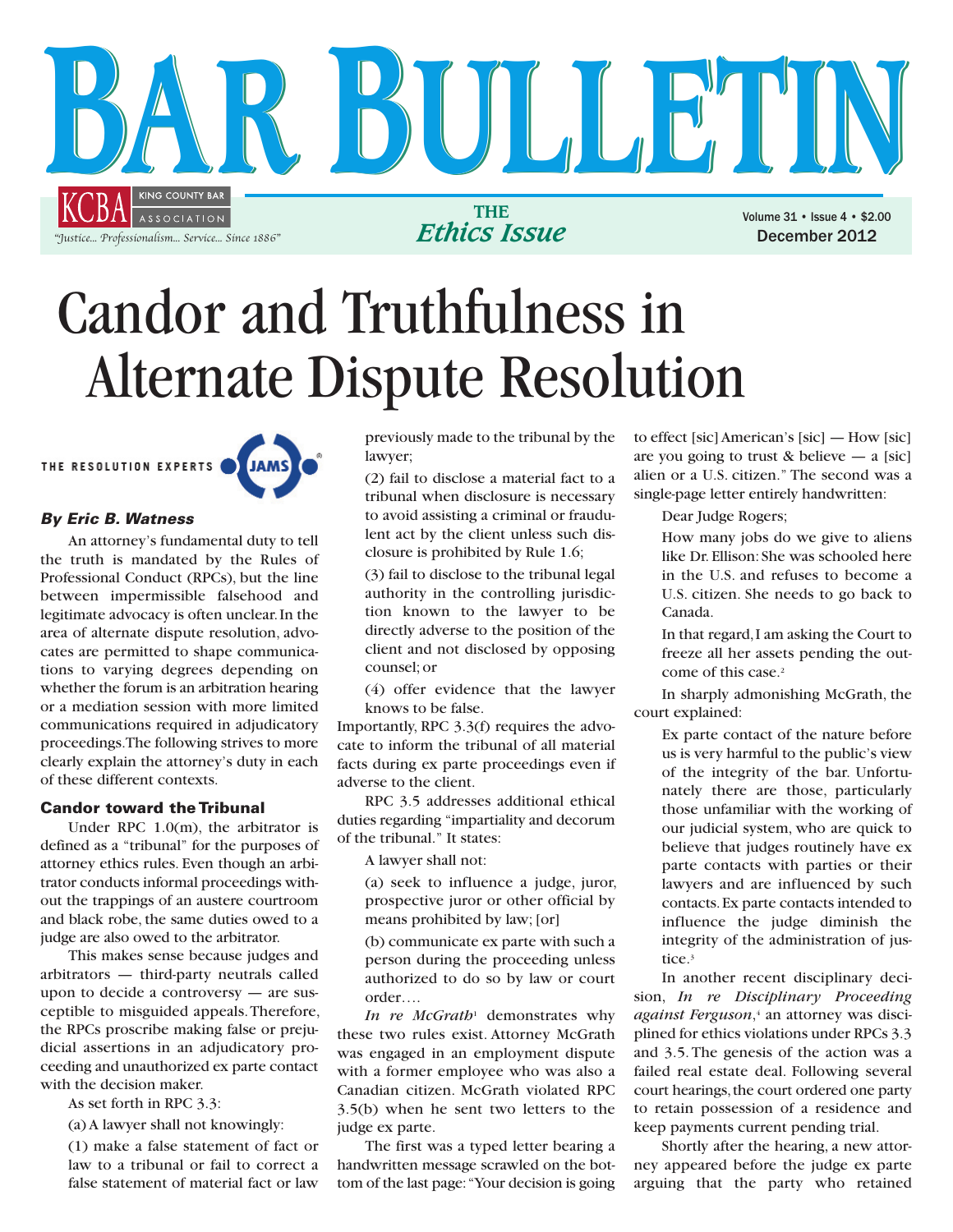# Candor and Truthfulness in Alternate Dispute Resolution

THE RESOLUTION EXPERTS JAMS

***By Eric B. Watness***

An attorney's fundamental duty to tell the truth is mandated by the Rules of Professional Conduct (RPCs), but the line between impermissible falsehood and legitimate advocacy is often unclear. In the area of alternate dispute resolution, advocates are permitted to shape communications to varying degrees depending on whether the forum is an arbitration hearing or a mediation session with more limited communications required in adjudicatory proceedings. The following strives to more clearly explain the attorney's duty in each of these different contexts.

## Candor toward the Tribunal

Under RPC 1.0(m), the arbitrator is defined as a "tribunal" for the purposes of attorney ethics rules. Even though an arbitrator conducts informal proceedings without the trappings of an austere courtroom and black robe, the same duties owed to a judge are also owed to the arbitrator.

This makes sense because judges and arbitrators — third-party neutrals called upon to decide a controversy — are susceptible to misguided appeals. Therefore, the RPCs proscribe making false or prejudicial assertions in an adjudicatory proceeding and unauthorized ex parte contact with the decision maker.

As set forth in RPC 3.3:

> (a) A lawyer shall not knowingly:
>
> (1) make a false statement of fact or law to a tribunal or fail to correct a false statement of material fact or law previously made to the tribunal by the lawyer;
>
> (2) fail to disclose a material fact to a tribunal when disclosure is necessary to avoid assisting a criminal or fraudulent act by the client unless such disclosure is prohibited by Rule 1.6;
>
> (3) fail to disclose to the tribunal legal authority in the controlling jurisdiction known to the lawyer to be directly adverse to the position of the client and not disclosed by opposing counsel; or
>
> (4) offer evidence that the lawyer knows to be false.

Importantly, RPC 3.3(f) requires the advocate to inform the tribunal of all material facts during ex parte proceedings even if adverse to the client.

RPC 3.5 addresses additional ethical duties regarding "impartiality and decorum of the tribunal." It states:

> A lawyer shall not:
>
> (a) seek to influence a judge, juror, prospective juror or other official by means prohibited by law; [or]
>
> (b) communicate ex parte with such a person during the proceeding unless authorized to do so by law or court order….

*In re McGrath*[1] demonstrates why these two rules exist. Attorney McGrath was engaged in an employment dispute with a former employee who was also a Canadian citizen. McGrath violated RPC 3.5(b) when he sent two letters to the judge ex parte.

The first was a typed letter bearing a handwritten message scrawled on the bottom of the last page: "Your decision is going to effect [sic] American's [sic] — How [sic] are you going to trust & believe — a [sic] alien or a U.S. citizen." The second was a single-page letter entirely handwritten:

> Dear Judge Rogers;
>
> How many jobs do we give to aliens like Dr. Ellison: She was schooled here in the U.S. and refuses to become a U.S. citizen. She needs to go back to Canada.
>
> In that regard, I am asking the Court to freeze all her assets pending the outcome of this case.[2]

In sharply admonishing McGrath, the court explained:

> Ex parte contact of the nature before us is very harmful to the public's view of the integrity of the bar. Unfortunately there are those, particularly those unfamiliar with the working of our judicial system, who are quick to believe that judges routinely have ex parte contacts with parties or their lawyers and are influenced by such contacts. Ex parte contacts intended to influence the judge diminish the integrity of the administration of justice.[3]

In another recent disciplinary decision, ***In re Disciplinary Proceeding against Ferguson***,[4] an attorney was disciplined for ethics violations under RPCs 3.3 and 3.5. The genesis of the action was a failed real estate deal. Following several court hearings, the court ordered one party to retain possession of a residence and keep payments current pending trial.

Shortly after the hearing, a new attorney appeared before the judge ex parte arguing that the party who retained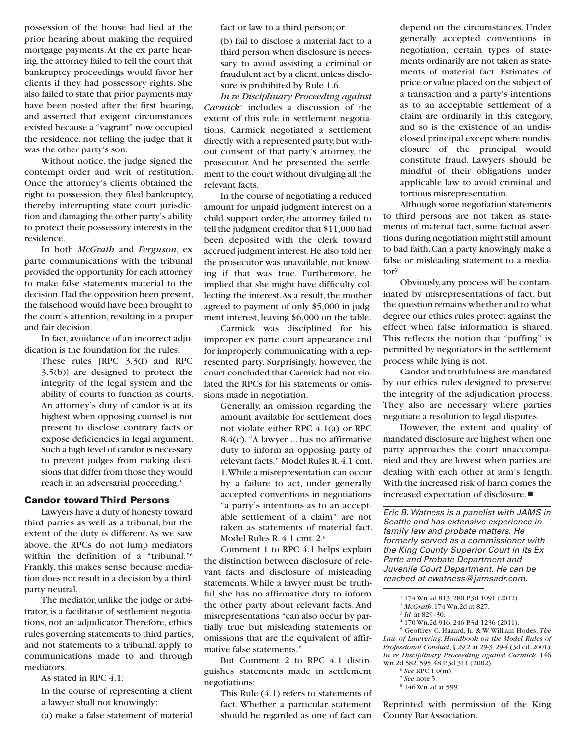possession of the house had lied at the prior hearing about making the required mortgage payments. At the ex parte hearing, the attorney failed to tell the court that bankruptcy proceedings would favor her clients if they had possessory rights. She also failed to state that prior payments may have been posted after the first hearing, and asserted that exigent circumstances existed because a "vagrant" now occupied the residence, not telling the judge that it was the other party's son.

Without notice, the judge signed the contempt order and writ of restitution. Once the attorney's clients obtained the right to possession, they filed bankruptcy, thereby interrupting state court jurisdiction and damaging the other party's ability to protect their possessory interests in the residence.

In both *McGrath* and *Ferguson*, ex parte communications with the tribunal provided the opportunity for each attorney to make false statements material to the decision. Had the opposition been present, the falsehood would have been brought to the court's attention, resulting in a proper and fair decision.

In fact, avoidance of an incorrect adjudication is the foundation for the rules:

> These rules [RPC 3.3(f) and RPC 3.5(b)] are designed to protect the integrity of the legal system and the ability of courts to function as courts. An attorney's duty of candor is at its highest when opposing counsel is not present to disclose contrary facts or expose deficiencies in legal argument. Such a high level of candor is necessary to prevent judges from making decisions that differ from those they would reach in an adversarial proceeding.[5]

### Candor toward Third Persons

Lawyers have a duty of honesty toward third parties as well as a tribunal, but the extent of the duty is different. As we saw above, the RPCs do not lump mediators within the definition of a "tribunal."[6] Frankly, this makes sense because mediation does not result in a decision by a third-party neutral.

The mediator, unlike the judge or arbitrator, is a facilitator of settlement negotiations, not an adjudicator. Therefore, ethics rules governing statements to third parties, and not statements to a tribunal, apply to communications made to and through mediators.

As stated in RPC 4.1:

> In the course of representing a client a lawyer shall not knowingly:
>
> (a) make a false statement of material fact or law to a third person; or
>
> (b) fail to disclose a material fact to a third person when disclosure is necessary to avoid assisting a criminal or fraudulent act by a client, unless disclosure is prohibited by Rule 1.6.

*In re Disciplinary Proceeding against Carmick*[7] includes a discussion of the extent of this rule in settlement negotiations. Carmick negotiated a settlement directly with a represented party, but without consent of that party's attorney, the prosecutor. And he presented the settlement to the court without divulging all the relevant facts.

In the course of negotiating a reduced amount for unpaid judgment interest on a child support order, the attorney failed to tell the judgment creditor that $11,000 had been deposited with the clerk toward accrued judgment interest. He also told her the prosecutor was unavailable, not knowing if that was true. Furthermore, he implied that she might have difficulty collecting the interest. As a result, the mother agreed to payment of only $5,000 in judgment interest, leaving $6,000 on the table.

Carmick was disciplined for his improper ex parte court appearance and for improperly communicating with a represented party. Surprisingly, however, the court concluded that Carmick had not violated the RPCs for his statements or omissions made in negotiation.

> Generally, an omission regarding the amount available for settlement does not violate either RPC 4.1(a) or RPC 8.4(c). "A lawyer ... has no affirmative duty to inform an opposing party of relevant facts." Model Rules R. 4.1 cmt. 1. While a misrepresentation can occur by a failure to act, under generally accepted conventions in negotiations "a party's intentions as to an acceptable settlement of a claim" are not taken as statements of material fact. Model Rules R. 4.1 cmt. 2.[8]

Comment 1 to RPC 4.1 helps explain the distinction between disclosure of relevant facts and disclosure of misleading statements. While a lawyer must be truthful, she has no affirmative duty to inform the other party about relevant facts. And misrepresentations "can also occur by partially true but misleading statements or omissions that are the equivalent of affirmative false statements."

But Comment 2 to RPC 4.1 distinguishes statements made in settlement negotiations:

> This Rule (4.1) refers to statements of fact. Whether a particular statement should be regarded as one of fact can depend on the circumstances. Under generally accepted conventions in negotiation, certain types of statements ordinarily are not taken as statements of material fact. Estimates of price or value placed on the subject of a transaction and a party's intentions as to an acceptable settlement of a claim are ordinarily in this category, and so is the existence of an undisclosed principal except where nondisclosure of the principal would constitute fraud. Lawyers should be mindful of their obligations under applicable law to avoid criminal and tortious misrepresentation.

Although some negotiation statements to third persons are not taken as statements of material fact, some factual assertions during negotiation might still amount to bad faith. Can a party knowingly make a false or misleading statement to a mediator?

Obviously, any process will be contaminated by misrepresentations of fact, but the question remains whether and to what degree our ethics rules protect against the effect when false information is shared. This reflects the notion that "puffing" is permitted by negotiators in the settlement process while lying is not.

Candor and truthfulness are mandated by our ethics rules designed to preserve the integrity of the adjudication process. They also are necessary where parties negotiate a resolution to legal disputes.

However, the extent and quality of mandated disclosure are highest when one party approaches the court unaccompanied and they are lowest when parties are dealing with each other at arm's length. With the increased risk of harm comes the increased expectation of disclosure. ■

*Eric B. Watness is a panelist with JAMS in Seattle and has extensive experience in family law and probate matters. He formerly served as a commissioner with the King County Superior Court in its Ex Parte and Probate Department and Juvenile Court Department. He can be reached at ewatness@jamsadr.com.*

---

[1] 174 Wn.2d 813, 280 P.3d 1091 (2012).

[2] *McGrath*, 174 Wn.2d at 827.

[3] *Id.* at 829–30.

[4] 170 Wn.2d 916, 246 P.3d 1236 (2011).

[5] Geoffrey C. Hazard, Jr. & W. William Hodes, *The Law of Lawyering: Handbook on the Model Rules of Professional Conduct*, § 29.2 at 29-3, 29-4 (3d ed. 2001). *In re Disciplinary Proceeding against Carmick*, 146 Wn.2d 582, 595, 48 P.3d 311 (2002).

[6] *See* RPC 1.0(m).

[7] *See* note 5.

[8] 146 Wn.2d at 599.

---

Reprinted with permission of the King County Bar Association.